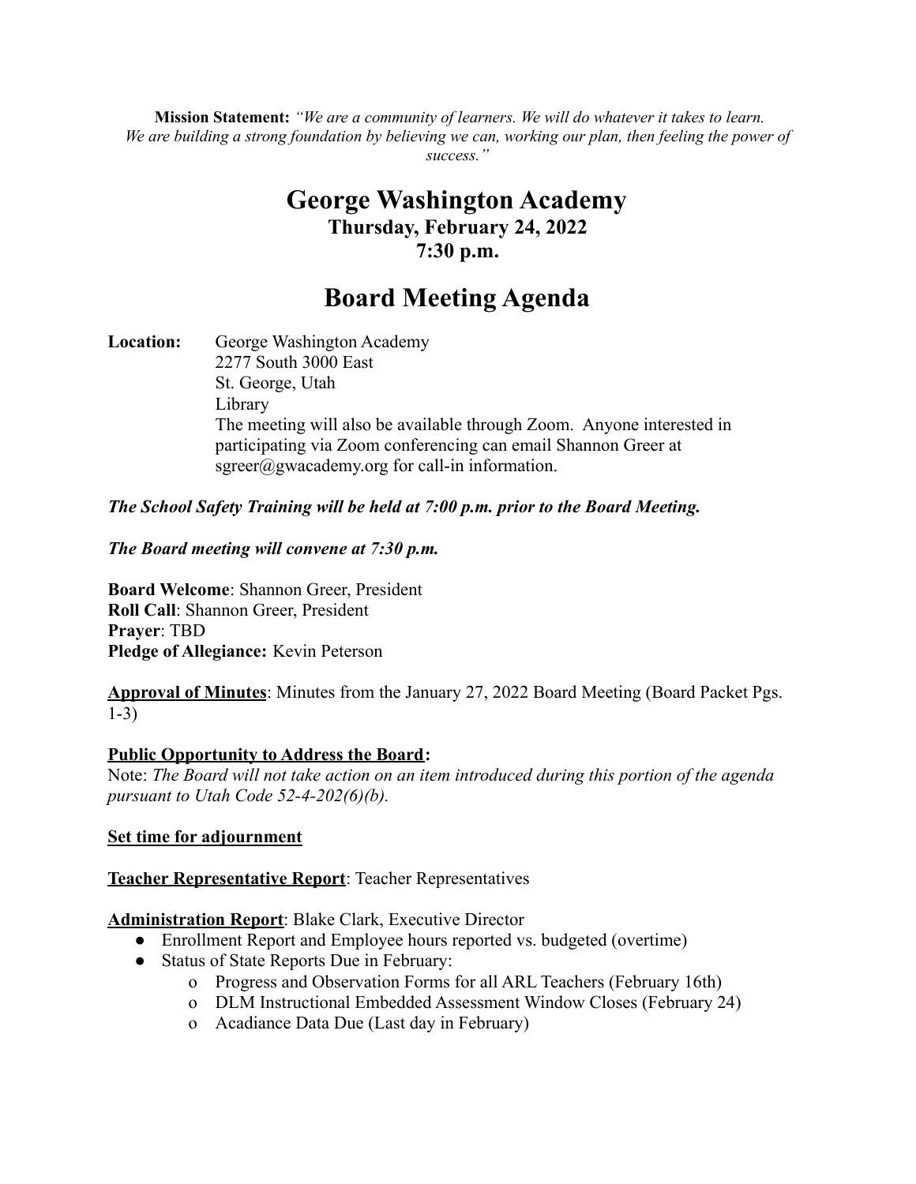**Mission Statement:** *"We are a community of learners. We will do whatever it takes to learn. We are building a strong foundation by believing we can, working our plan, then feeling the power of success."*

# George Washington Academy

### Thursday, February 24, 2022
### 7:30 p.m.

# Board Meeting Agenda

**Location:** George Washington Academy
2277 South 3000 East
St. George, Utah
Library
The meeting will also be available through Zoom. Anyone interested in participating via Zoom conferencing can email Shannon Greer at sgreer@gwacademy.org for call-in information.

***The School Safety Training will be held at 7:00 p.m. prior to the Board Meeting.***

***The Board meeting will convene at 7:30 p.m.***

**Board Welcome**: Shannon Greer, President
**Roll Call**: Shannon Greer, President
**Prayer**: TBD
**Pledge of Allegiance:** Kevin Peterson

**Approval of Minutes**: Minutes from the January 27, 2022 Board Meeting (Board Packet Pgs. 1-3)

**Public Opportunity to Address the Board:**
Note: *The Board will not take action on an item introduced during this portion of the agenda pursuant to Utah Code 52-4-202(6)(b).*

**Set time for adjournment**

**Teacher Representative Report**: Teacher Representatives

**Administration Report**: Blake Clark, Executive Director

- Enrollment Report and Employee hours reported vs. budgeted (overtime)
- Status of State Reports Due in February:
  - Progress and Observation Forms for all ARL Teachers (February 16th)
  - DLM Instructional Embedded Assessment Window Closes (February 24)
  - Acadiance Data Due (Last day in February)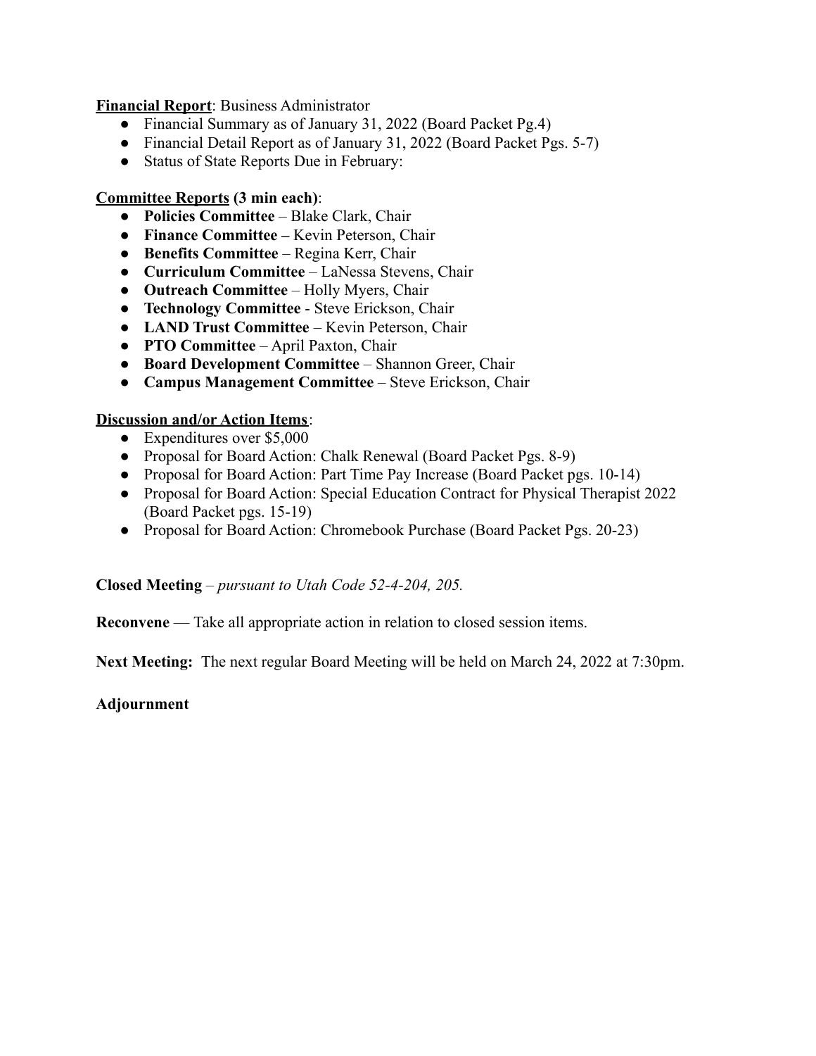**Financial Report**: Business Administrator

- Financial Summary as of January 31, 2022 (Board Packet Pg.4)
- Financial Detail Report as of January 31, 2022 (Board Packet Pgs. 5-7)
- Status of State Reports Due in February:

**Committee Reports (3 min each)**:

- **Policies Committee** – Blake Clark, Chair
- **Finance Committee –** Kevin Peterson, Chair
- **Benefits Committee** – Regina Kerr, Chair
- **Curriculum Committee** – LaNessa Stevens, Chair
- **Outreach Committee** – Holly Myers, Chair
- **Technology Committee** - Steve Erickson, Chair
- **LAND Trust Committee** – Kevin Peterson, Chair
- **PTO Committee** – April Paxton, Chair
- **Board Development Committee** – Shannon Greer, Chair
- **Campus Management Committee** – Steve Erickson, Chair

**Discussion and/or Action Items**:

- Expenditures over $5,000
- Proposal for Board Action: Chalk Renewal (Board Packet Pgs. 8-9)
- Proposal for Board Action: Part Time Pay Increase (Board Packet pgs. 10-14)
- Proposal for Board Action: Special Education Contract for Physical Therapist 2022 (Board Packet pgs. 15-19)
- Proposal for Board Action: Chromebook Purchase (Board Packet Pgs. 20-23)

**Closed Meeting** – *pursuant to Utah Code 52-4-204, 205.*

**Reconvene** — Take all appropriate action in relation to closed session items.

**Next Meeting:** The next regular Board Meeting will be held on March 24, 2022 at 7:30pm.

**Adjournment**